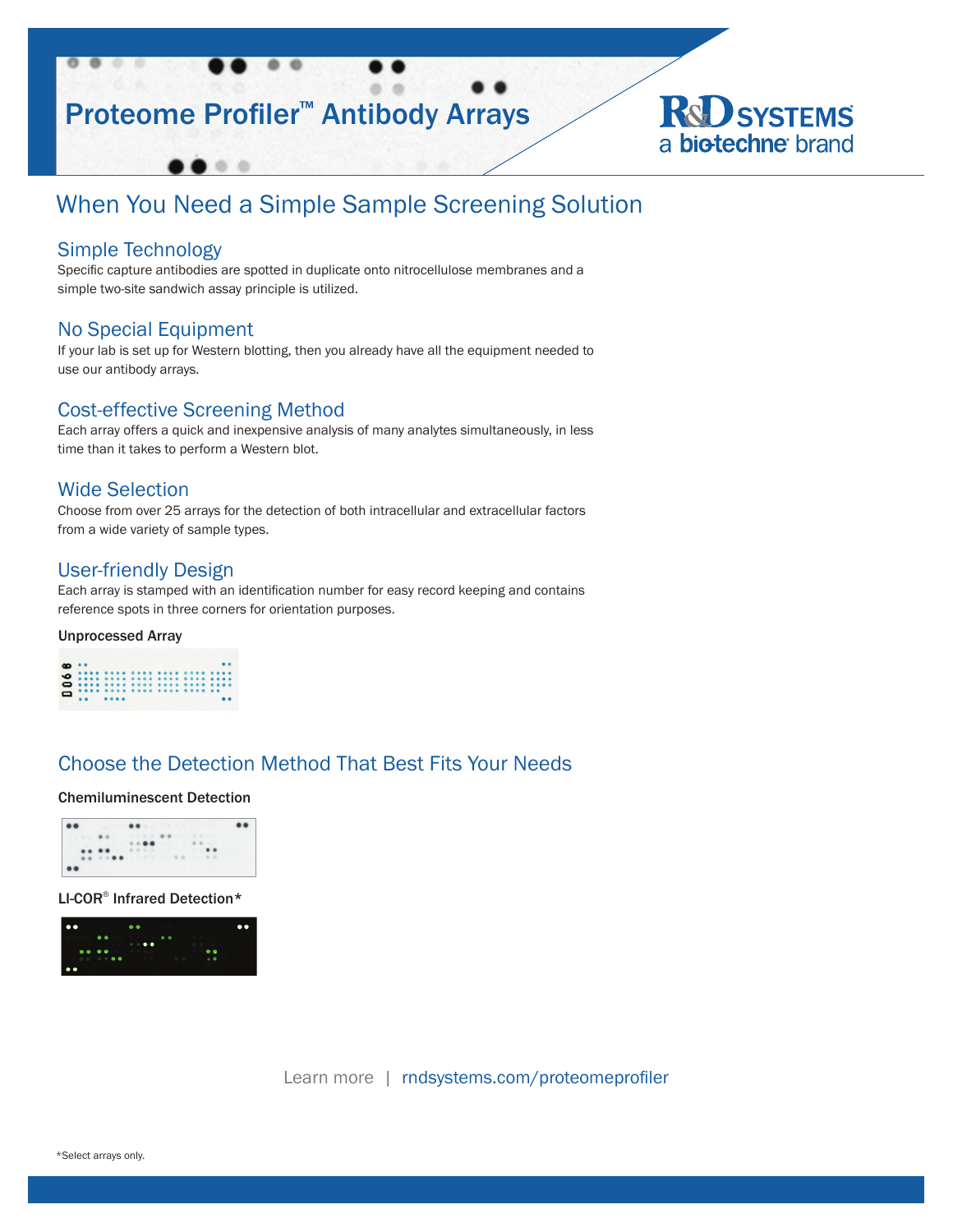# Proteome Profiler™ Antibody Arrays

R&D SYSTEMS
a bio-techne brand

## When You Need a Simple Sample Screening Solution

### Simple Technology

Specific capture antibodies are spotted in duplicate onto nitrocellulose membranes and a simple two-site sandwich assay principle is utilized.

### No Special Equipment

If your lab is set up for Western blotting, then you already have all the equipment needed to use our antibody arrays.

### Cost-effective Screening Method

Each array offers a quick and inexpensive analysis of many analytes simultaneously, in less time than it takes to perform a Western blot.

### Wide Selection

Choose from over 25 arrays for the detection of both intracellular and extracellular factors from a wide variety of sample types.

### User-friendly Design

Each array is stamped with an identification number for easy record keeping and contains reference spots in three corners for orientation purposes.

**Unprocessed Array**

## Choose the Detection Method That Best Fits Your Needs

**Chemiluminescent Detection**

**LI-COR® Infrared Detection***

Learn more | rndsystems.com/proteomeprofiler

*Select arrays only.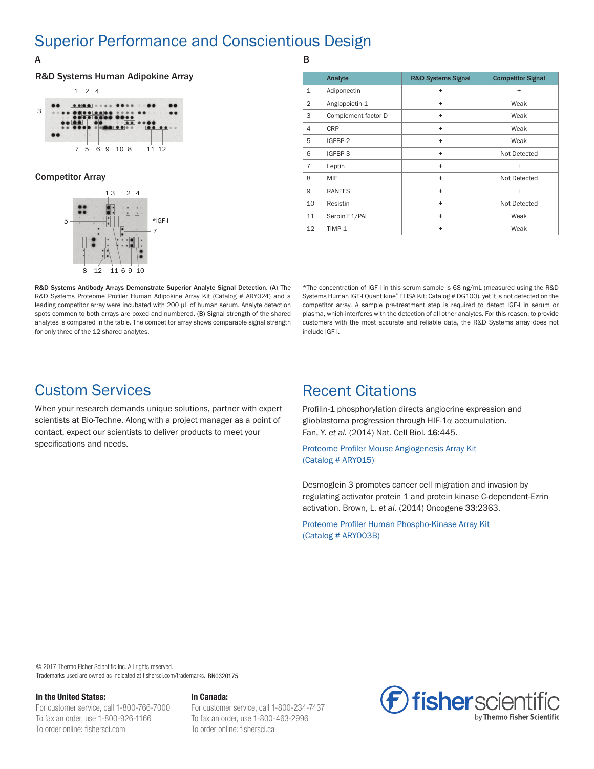# Superior Performance and Conscientious Design

A

### R&D Systems Human Adipokine Array

1 2 4

3

7 5 6 9 10 8 11 12

### Competitor Array

1 3 2 4

5

*IGF-I

7

8 12 11 6 9 10

**R&D Systems Antibody Arrays Demonstrate Superior Analyte Signal Detection.** (**A**) The R&D Systems Proteome Profiler Human Adipokine Array Kit (Catalog # ARY024) and a leading competitor array were incubated with 200 µL of human serum. Analyte detection spots common to both arrays are boxed and numbered. (**B**) Signal strength of the shared analytes is compared in the table. The competitor array shows comparable signal strength for only three of the 12 shared analytes.

B

| | Analyte | R&D Systems Signal | Competitor Signal |
|---|---|---|---|
| 1 | Adiponectin | + | + |
| 2 | Angiopoietin-1 | + | Weak |
| 3 | Complement factor D | + | Weak |
| 4 | CRP | + | Weak |
| 5 | IGFBP-2 | + | Weak |
| 6 | IGFBP-3 | + | Not Detected |
| 7 | Leptin | + | + |
| 8 | MIF | + | Not Detected |
| 9 | RANTES | + | + |
| 10 | Resistin | + | Not Detected |
| 11 | Serpin E1/PAI | + | Weak |
| 12 | TIMP-1 | + | Weak |

*The concentration of IGF-I in this serum sample is 68 ng/mL (measured using the R&D Systems Human IGF-I Quantikine® ELISA Kit; Catalog # DG100), yet it is not detected on the competitor array. A sample pre-treatment step is required to detect IGF-I in serum or plasma, which interferes with the detection of all other analytes. For this reason, to provide customers with the most accurate and reliable data, the R&D Systems array does not include IGF-I.

## Custom Services

When your research demands unique solutions, partner with expert scientists at Bio-Techne. Along with a project manager as a point of contact, expect our scientists to deliver products to meet your specifications and needs.

## Recent Citations

Profilin-1 phosphorylation directs angiocrine expression and glioblastoma progression through HIF-1α accumulation.
Fan, Y. *et al.* (2014) Nat. Cell Biol. **16**:445.

Proteome Profiler Mouse Angiogenesis Array Kit
(Catalog # ARY015)

Desmoglein 3 promotes cancer cell migration and invasion by regulating activator protein 1 and protein kinase C-dependent-Ezrin activation. Brown, L. *et al.* (2014) Oncogene **33**:2363.

Proteome Profiler Human Phospho-Kinase Array Kit
(Catalog # ARY003B)

© 2017 Thermo Fisher Scientific Inc. All rights reserved.
Trademarks used are owned as indicated at fishersci.com/trademarks. BN0320175

**In the United States:**
For customer service, call 1-800-766-7000
To fax an order, use 1-800-926-1166
To order online: fishersci.com

**In Canada:**
For customer service, call 1-800-234-7437
To fax an order, use 1-800-463-2996
To order online: fishersci.ca

fisherscientific
by Thermo Fisher Scientific